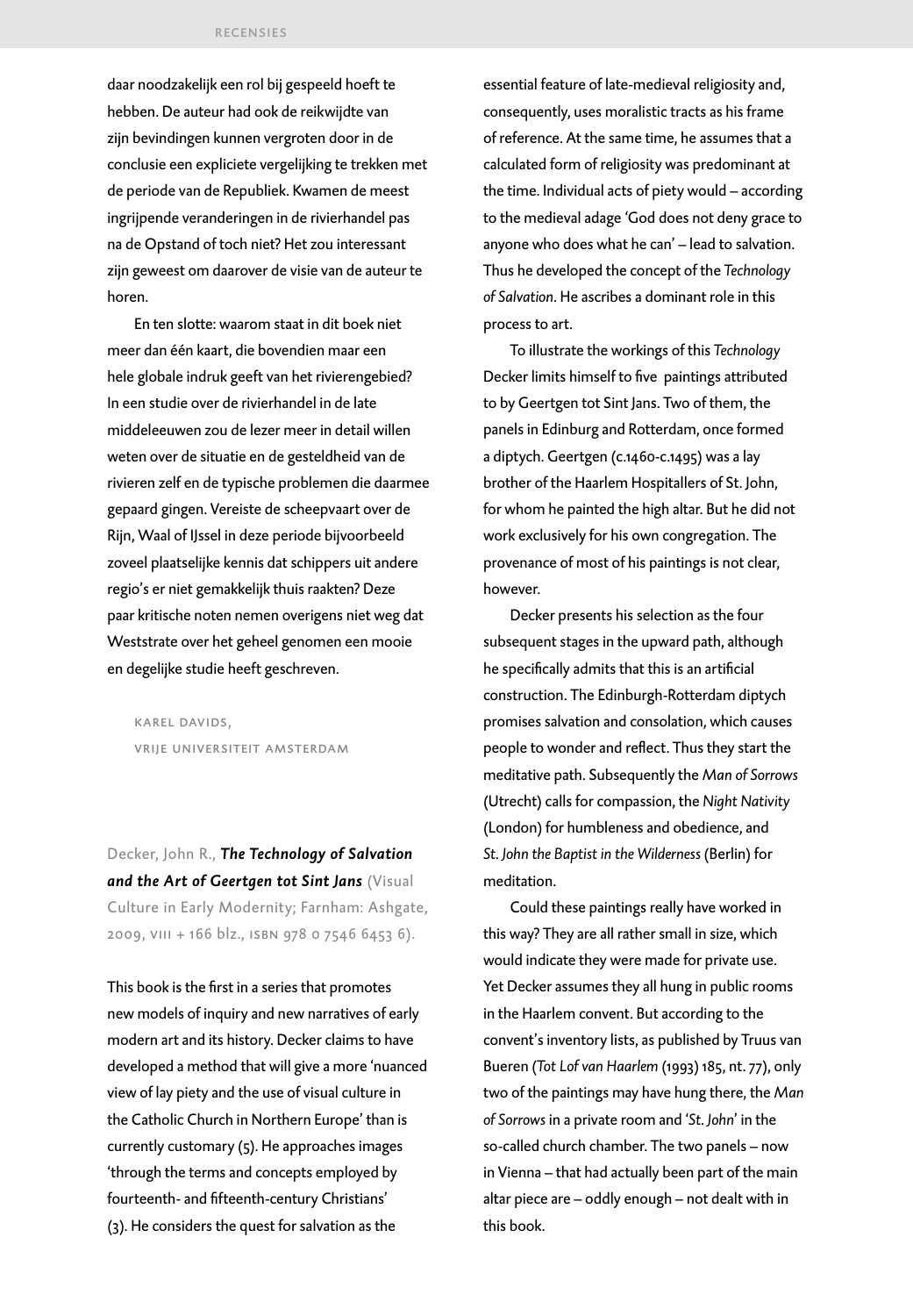daar noodzakelijk een rol bij gespeeld hoeft te hebben. De auteur had ook de reikwijdte van zijn bevindingen kunnen vergroten door in de conclusie een expliciete vergelijking te trekken met de periode van de Republiek. Kwamen de meest ingrijpende veranderingen in de rivierhandel pas na de Opstand of toch niet? Het zou interessant zijn geweest om daarover de visie van de auteur te horen.

En ten slotte: waarom staat in dit boek niet meer dan één kaart, die bovendien maar een hele globale indruk geeft van het rivierengebied? In een studie over de rivierhandel in de late middeleeuwen zou de lezer meer in detail willen weten over de situatie en de gesteldheid van de rivieren zelf en de typische problemen die daarmee gepaard gingen. Vereiste de scheepvaart over de Rijn, Waal of IJssel in deze periode bijvoorbeeld zoveel plaatselijke kennis dat schippers uit andere regio's er niet gemakkelijk thuis raakten? Deze paar kritische noten nemen overigens niet weg dat Weststrate over het geheel genomen een mooie en degelijke studie heeft geschreven.

KAREL DAVIDS,
VRIJE UNIVERSITEIT AMSTERDAM

Decker, John R., ***The Technology of Salvation and the Art of Geertgen tot Sint Jans*** (Visual Culture in Early Modernity; Farnham: Ashgate, 2009, VIII + 166 blz., ISBN 978 0 7546 6453 6).

This book is the first in a series that promotes new models of inquiry and new narratives of early modern art and its history. Decker claims to have developed a method that will give a more 'nuanced view of lay piety and the use of visual culture in the Catholic Church in Northern Europe' than is currently customary (5). He approaches images 'through the terms and concepts employed by fourteenth- and fifteenth-century Christians' (3). He considers the quest for salvation as the essential feature of late-medieval religiosity and, consequently, uses moralistic tracts as his frame of reference. At the same time, he assumes that a calculated form of religiosity was predominant at the time. Individual acts of piety would – according to the medieval adage 'God does not deny grace to anyone who does what he can' – lead to salvation. Thus he developed the concept of the *Technology of Salvation*. He ascribes a dominant role in this process to art.

To illustrate the workings of this *Technology* Decker limits himself to five paintings attributed to by Geertgen tot Sint Jans. Two of them, the panels in Edinburg and Rotterdam, once formed a diptych. Geertgen (c.1460-c.1495) was a lay brother of the Haarlem Hospitallers of St. John, for whom he painted the high altar. But he did not work exclusively for his own congregation. The provenance of most of his paintings is not clear, however.

Decker presents his selection as the four subsequent stages in the upward path, although he specifically admits that this is an artificial construction. The Edinburgh-Rotterdam diptych promises salvation and consolation, which causes people to wonder and reflect. Thus they start the meditative path. Subsequently the *Man of Sorrows* (Utrecht) calls for compassion, the *Night Nativity* (London) for humbleness and obedience, and *St. John the Baptist in the Wilderness* (Berlin) for meditation.

Could these paintings really have worked in this way? They are all rather small in size, which would indicate they were made for private use. Yet Decker assumes they all hung in public rooms in the Haarlem convent. But according to the convent's inventory lists, as published by Truus van Bueren (*Tot Lof van Haarlem* (1993) 185, nt. 77), only two of the paintings may have hung there, the *Man of Sorrows* in a private room and '*St. John*' in the so-called church chamber. The two panels – now in Vienna – that had actually been part of the main altar piece are – oddly enough – not dealt with in this book.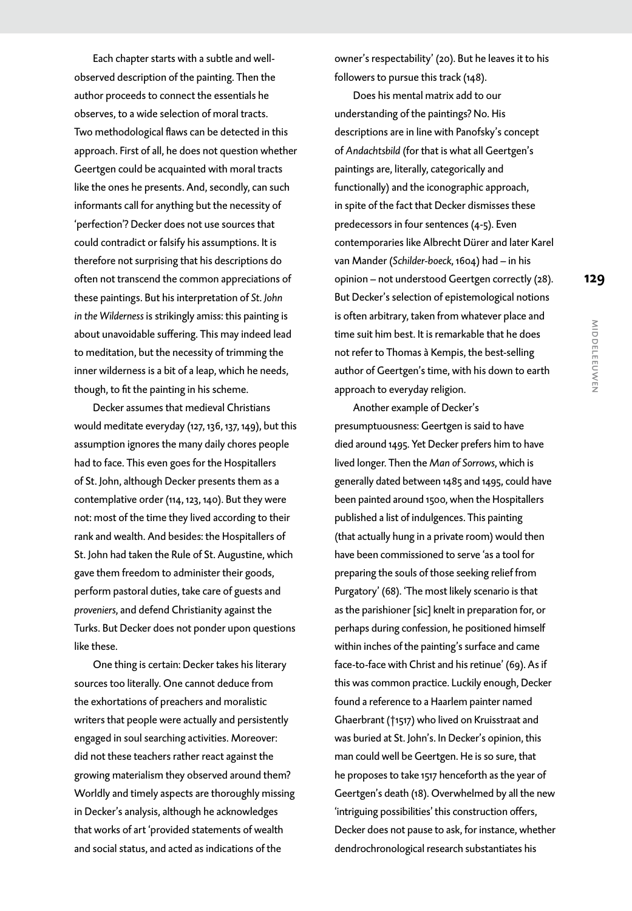Each chapter starts with a subtle and well-observed description of the painting. Then the author proceeds to connect the essentials he observes, to a wide selection of moral tracts. Two methodological flaws can be detected in this approach. First of all, he does not question whether Geertgen could be acquainted with moral tracts like the ones he presents. And, secondly, can such informants call for anything but the necessity of 'perfection'? Decker does not use sources that could contradict or falsify his assumptions. It is therefore not surprising that his descriptions do often not transcend the common appreciations of these paintings. But his interpretation of *St. John in the Wilderness* is strikingly amiss: this painting is about unavoidable suffering. This may indeed lead to meditation, but the necessity of trimming the inner wilderness is a bit of a leap, which he needs, though, to fit the painting in his scheme.

Decker assumes that medieval Christians would meditate everyday (127, 136, 137, 149), but this assumption ignores the many daily chores people had to face. This even goes for the Hospitallers of St. John, although Decker presents them as a contemplative order (114, 123, 140). But they were not: most of the time they lived according to their rank and wealth. And besides: the Hospitallers of St. John had taken the Rule of St. Augustine, which gave them freedom to administer their goods, perform pastoral duties, take care of guests and *proveniers*, and defend Christianity against the Turks. But Decker does not ponder upon questions like these.

One thing is certain: Decker takes his literary sources too literally. One cannot deduce from the exhortations of preachers and moralistic writers that people were actually and persistently engaged in soul searching activities. Moreover: did not these teachers rather react against the growing materialism they observed around them? Worldly and timely aspects are thoroughly missing in Decker's analysis, although he acknowledges that works of art 'provided statements of wealth and social status, and acted as indications of the owner's respectability' (20). But he leaves it to his followers to pursue this track (148).

Does his mental matrix add to our understanding of the paintings? No. His descriptions are in line with Panofsky's concept of *Andachtsbild* (for that is what all Geertgen's paintings are, literally, categorically and functionally) and the iconographic approach, in spite of the fact that Decker dismisses these predecessors in four sentences (4-5). Even contemporaries like Albrecht Dürer and later Karel van Mander (*Schilder-boeck*, 1604) had – in his opinion – not understood Geertgen correctly (28). But Decker's selection of epistemological notions is often arbitrary, taken from whatever place and time suit him best. It is remarkable that he does not refer to Thomas à Kempis, the best-selling author of Geertgen's time, with his down to earth approach to everyday religion.

Another example of Decker's presumptuousness: Geertgen is said to have died around 1495. Yet Decker prefers him to have lived longer. Then the *Man of Sorrows*, which is generally dated between 1485 and 1495, could have been painted around 1500, when the Hospitallers published a list of indulgences. This painting (that actually hung in a private room) would then have been commissioned to serve 'as a tool for preparing the souls of those seeking relief from Purgatory' (68). 'The most likely scenario is that as the parishioner [sic] knelt in preparation for, or perhaps during confession, he positioned himself within inches of the painting's surface and came face-to-face with Christ and his retinue' (69). As if this was common practice. Luckily enough, Decker found a reference to a Haarlem painter named Ghaerbrant (†1517) who lived on Kruisstraat and was buried at St. John's. In Decker's opinion, this man could well be Geertgen. He is so sure, that he proposes to take 1517 henceforth as the year of Geertgen's death (18). Overwhelmed by all the new 'intriguing possibilities' this construction offers, Decker does not pause to ask, for instance, whether dendrochronological research substantiates his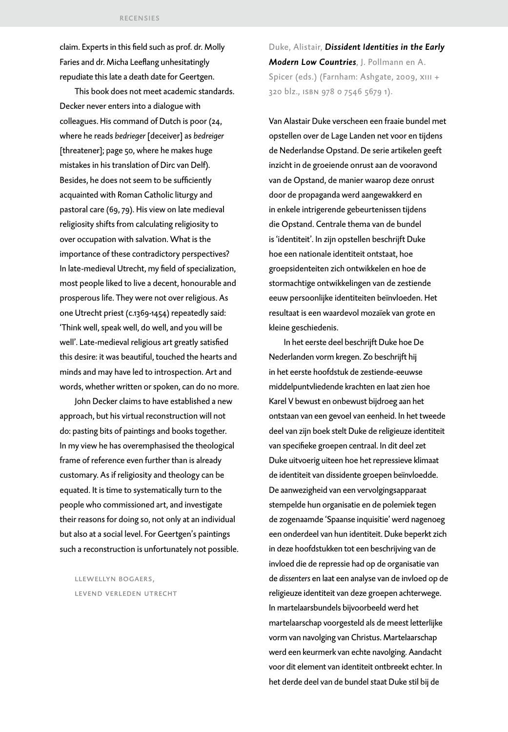claim. Experts in this field such as prof. dr. Molly Faries and dr. Micha Leeflang unhesitatingly repudiate this late a death date for Geertgen.

This book does not meet academic standards. Decker never enters into a dialogue with colleagues. His command of Dutch is poor (24, where he reads *bedrieger* [deceiver] as *bedreiger* [threatener]; page 50, where he makes huge mistakes in his translation of Dirc van Delf). Besides, he does not seem to be sufficiently acquainted with Roman Catholic liturgy and pastoral care (69, 79). His view on late medieval religiosity shifts from calculating religiosity to over occupation with salvation. What is the importance of these contradictory perspectives? In late-medieval Utrecht, my field of specialization, most people liked to live a decent, honourable and prosperous life. They were not over religious. As one Utrecht priest (c.1369-1454) repeatedly said: 'Think well, speak well, do well, and you will be well'. Late-medieval religious art greatly satisfied this desire: it was beautiful, touched the hearts and minds and may have led to introspection. Art and words, whether written or spoken, can do no more.

John Decker claims to have established a new approach, but his virtual reconstruction will not do: pasting bits of paintings and books together. In my view he has overemphasised the theological frame of reference even further than is already customary. As if religiosity and theology can be equated. It is time to systematically turn to the people who commissioned art, and investigate their reasons for doing so, not only at an individual but also at a social level. For Geertgen's paintings such a reconstruction is unfortunately not possible.

LLEWELLYN BOGAERS,
LEVEND VERLEDEN UTRECHT

Duke, Alistair, ***Dissident Identities in the Early Modern Low Countries***, J. Pollmann en A. Spicer (eds.) (Farnham: Ashgate, 2009, XIII + 320 blz., ISBN 978 0 7546 5679 1).

Van Alastair Duke verscheen een fraaie bundel met opstellen over de Lage Landen net voor en tijdens de Nederlandse Opstand. De serie artikelen geeft inzicht in de groeiende onrust aan de vooravond van de Opstand, de manier waarop deze onrust door de propaganda werd aangewakkerd en in enkele intrigerende gebeurtenissen tijdens die Opstand. Centrale thema van de bundel is 'identiteit'. In zijn opstellen beschrijft Duke hoe een nationale identiteit ontstaat, hoe groepsidentiteiten zich ontwikkelen en hoe de stormachtige ontwikkelingen van de zestiende eeuw persoonlijke identiteiten beïnvloeden. Het resultaat is een waardevol mozaïek van grote en kleine geschiedenis.

In het eerste deel beschrijft Duke hoe De Nederlanden vorm kregen. Zo beschrijft hij in het eerste hoofdstuk de zestiende-eeuwse middelpuntvliedende krachten en laat zien hoe Karel V bewust en onbewust bijdroeg aan het ontstaan van een gevoel van eenheid. In het tweede deel van zijn boek stelt Duke de religieuze identiteit van specifieke groepen centraal. In dit deel zet Duke uitvoerig uiteen hoe het repressieve klimaat de identiteit van dissidente groepen beïnvloedde. De aanwezigheid van een vervolgingsapparaat stempelde hun organisatie en de polemiek tegen de zogenaamde 'Spaanse inquisitie' werd nagenoeg een onderdeel van hun identiteit. Duke beperkt zich in deze hoofdstukken tot een beschrijving van de invloed die de repressie had op de organisatie van de *dissenters* en laat een analyse van de invloed op de religieuze identiteit van deze groepen achterwege. In martelaarsbundels bijvoorbeeld werd het martelaarschap voorgesteld als de meest letterlijke vorm van navolging van Christus. Martelaarschap werd een keurmerk van echte navolging. Aandacht voor dit element van identiteit ontbreekt echter. In het derde deel van de bundel staat Duke stil bij de